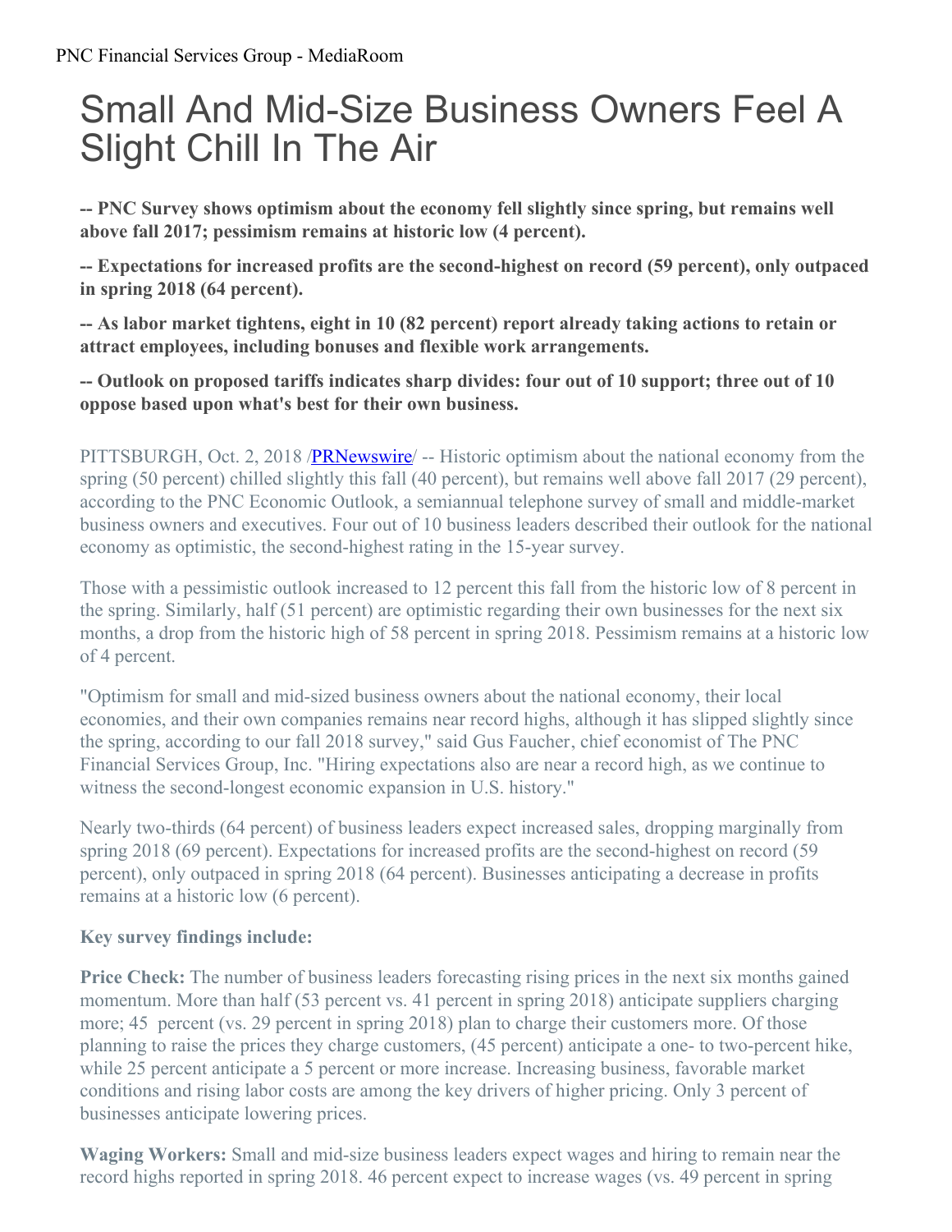# Small And Mid-Size Business Owners Feel A Slight Chill In The Air

**-- PNC Survey shows optimism about the economy fell slightly since spring, but remains well above fall 2017; pessimism remains at historic low (4 percent).**

**-- Expectations for increased profits are the second-highest on record (59 percent), only outpaced in spring 2018 (64 percent).**

**-- As labor market tightens, eight in 10 (82 percent) report already taking actions to retain or attract employees, including bonuses and flexible work arrangements.**

**-- Outlook on proposed tariffs indicates sharp divides: four out of 10 support; three out of 10 oppose based upon what's best for their own business.**

PITTSBURGH, Oct. 2, 2018 /PRNewswire/ -- Historic optimism about the national economy from the spring (50 percent) chilled slightly this fall (40 percent), but remains well above fall 2017 (29 percent), according to the PNC Economic Outlook, a semiannual telephone survey of small and middle-market business owners and executives. Four out of 10 business leaders described their outlook for the national economy as optimistic, the second-highest rating in the 15-year survey.

Those with a pessimistic outlook increased to 12 percent this fall from the historic low of 8 percent in the spring. Similarly, half (51 percent) are optimistic regarding their own businesses for the next six months, a drop from the historic high of 58 percent in spring 2018. Pessimism remains at a historic low of 4 percent.

"Optimism for small and mid-sized business owners about the national economy, their local economies, and their own companies remains near record highs, although it has slipped slightly since the spring, according to our fall 2018 survey," said Gus Faucher, chief economist of The PNC Financial Services Group, Inc. "Hiring expectations also are near a record high, as we continue to witness the second-longest economic expansion in U.S. history."

Nearly two-thirds (64 percent) of business leaders expect increased sales, dropping marginally from spring 2018 (69 percent). Expectations for increased profits are the second-highest on record (59 percent), only outpaced in spring 2018 (64 percent). Businesses anticipating a decrease in profits remains at a historic low (6 percent).

**Key survey findings include:**

**Price Check:** The number of business leaders forecasting rising prices in the next six months gained momentum. More than half (53 percent vs. 41 percent in spring 2018) anticipate suppliers charging more; 45 percent (vs. 29 percent in spring 2018) plan to charge their customers more. Of those planning to raise the prices they charge customers, (45 percent) anticipate a one- to two-percent hike, while 25 percent anticipate a 5 percent or more increase. Increasing business, favorable market conditions and rising labor costs are among the key drivers of higher pricing. Only 3 percent of businesses anticipate lowering prices.

**Waging Workers:** Small and mid-size business leaders expect wages and hiring to remain near the record highs reported in spring 2018. 46 percent expect to increase wages (vs. 49 percent in spring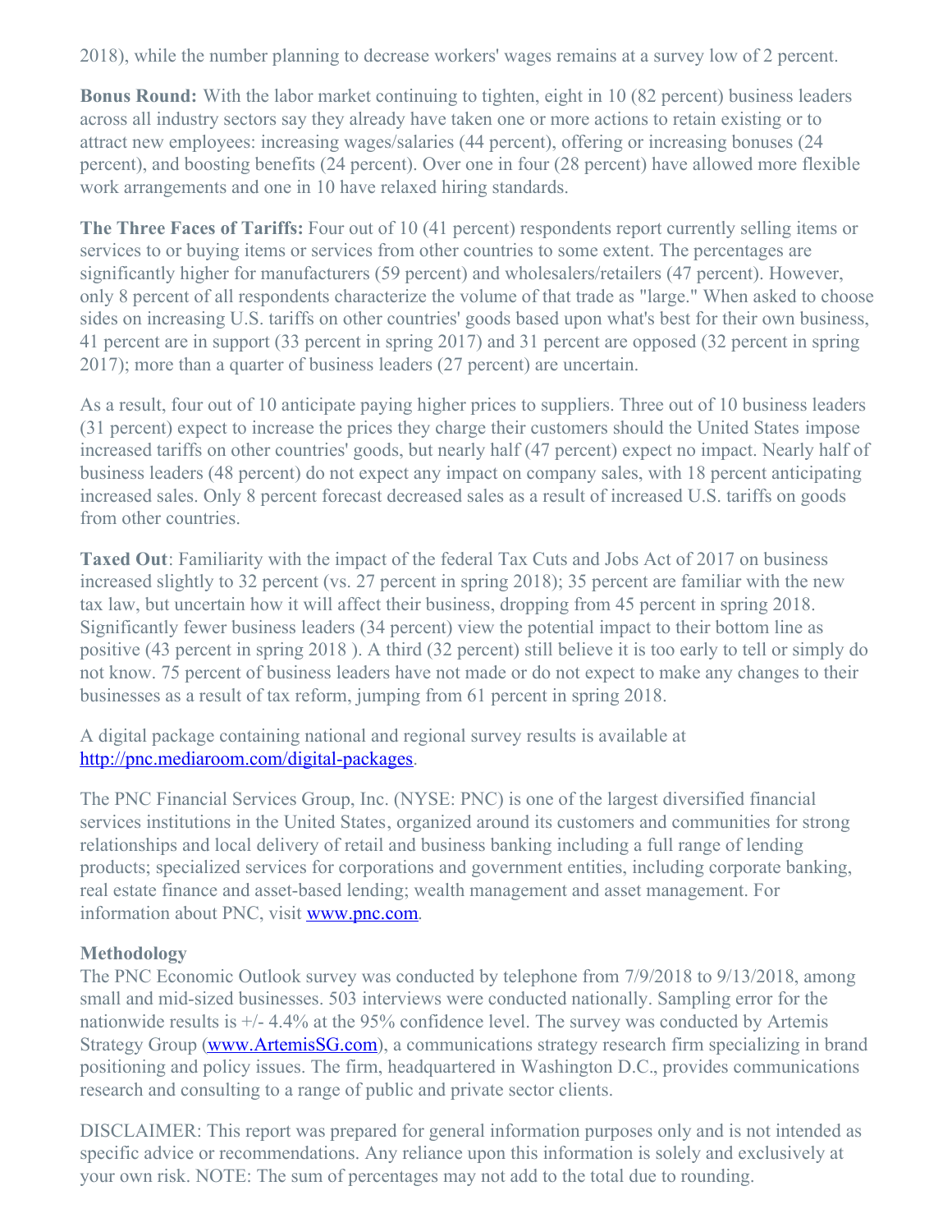2018), while the number planning to decrease workers' wages remains at a survey low of 2 percent.

**Bonus Round:** With the labor market continuing to tighten, eight in 10 (82 percent) business leaders across all industry sectors say they already have taken one or more actions to retain existing or to attract new employees: increasing wages/salaries (44 percent), offering or increasing bonuses (24 percent), and boosting benefits (24 percent). Over one in four (28 percent) have allowed more flexible work arrangements and one in 10 have relaxed hiring standards.

**The Three Faces of Tariffs:** Four out of 10 (41 percent) respondents report currently selling items or services to or buying items or services from other countries to some extent. The percentages are significantly higher for manufacturers (59 percent) and wholesalers/retailers (47 percent). However, only 8 percent of all respondents characterize the volume of that trade as "large." When asked to choose sides on increasing U.S. tariffs on other countries' goods based upon what's best for their own business, 41 percent are in support (33 percent in spring 2017) and 31 percent are opposed (32 percent in spring 2017); more than a quarter of business leaders (27 percent) are uncertain.

As a result, four out of 10 anticipate paying higher prices to suppliers. Three out of 10 business leaders (31 percent) expect to increase the prices they charge their customers should the United States impose increased tariffs on other countries' goods, but nearly half (47 percent) expect no impact. Nearly half of business leaders (48 percent) do not expect any impact on company sales, with 18 percent anticipating increased sales. Only 8 percent forecast decreased sales as a result of increased U.S. tariffs on goods from other countries.

**Taxed Out**: Familiarity with the impact of the federal Tax Cuts and Jobs Act of 2017 on business increased slightly to 32 percent (vs. 27 percent in spring 2018); 35 percent are familiar with the new tax law, but uncertain how it will affect their business, dropping from 45 percent in spring 2018. Significantly fewer business leaders (34 percent) view the potential impact to their bottom line as positive (43 percent in spring 2018 ). A third (32 percent) still believe it is too early to tell or simply do not know. 75 percent of business leaders have not made or do not expect to make any changes to their businesses as a result of tax reform, jumping from 61 percent in spring 2018.

A digital package containing national and regional survey results is available at [http://pnc.mediaroom.com/digital-packages](http://pnc.mediaroom.com/digital-packages).

The PNC Financial Services Group, Inc. (NYSE: PNC) is one of the largest diversified financial services institutions in the United States, organized around its customers and communities for strong relationships and local delivery of retail and business banking including a full range of lending products; specialized services for corporations and government entities, including corporate banking, real estate finance and asset-based lending; wealth management and asset management. For information about PNC, visit [www.pnc.com](www.pnc.com).

**Methodology**

The PNC Economic Outlook survey was conducted by telephone from 7/9/2018 to 9/13/2018, among small and mid-sized businesses. 503 interviews were conducted nationally. Sampling error for the nationwide results is +/- 4.4% at the 95% confidence level. The survey was conducted by Artemis Strategy Group ([www.ArtemisSG.com](www.ArtemisSG.com)), a communications strategy research firm specializing in brand positioning and policy issues. The firm, headquartered in Washington D.C., provides communications research and consulting to a range of public and private sector clients.

DISCLAIMER: This report was prepared for general information purposes only and is not intended as specific advice or recommendations. Any reliance upon this information is solely and exclusively at your own risk. NOTE: The sum of percentages may not add to the total due to rounding.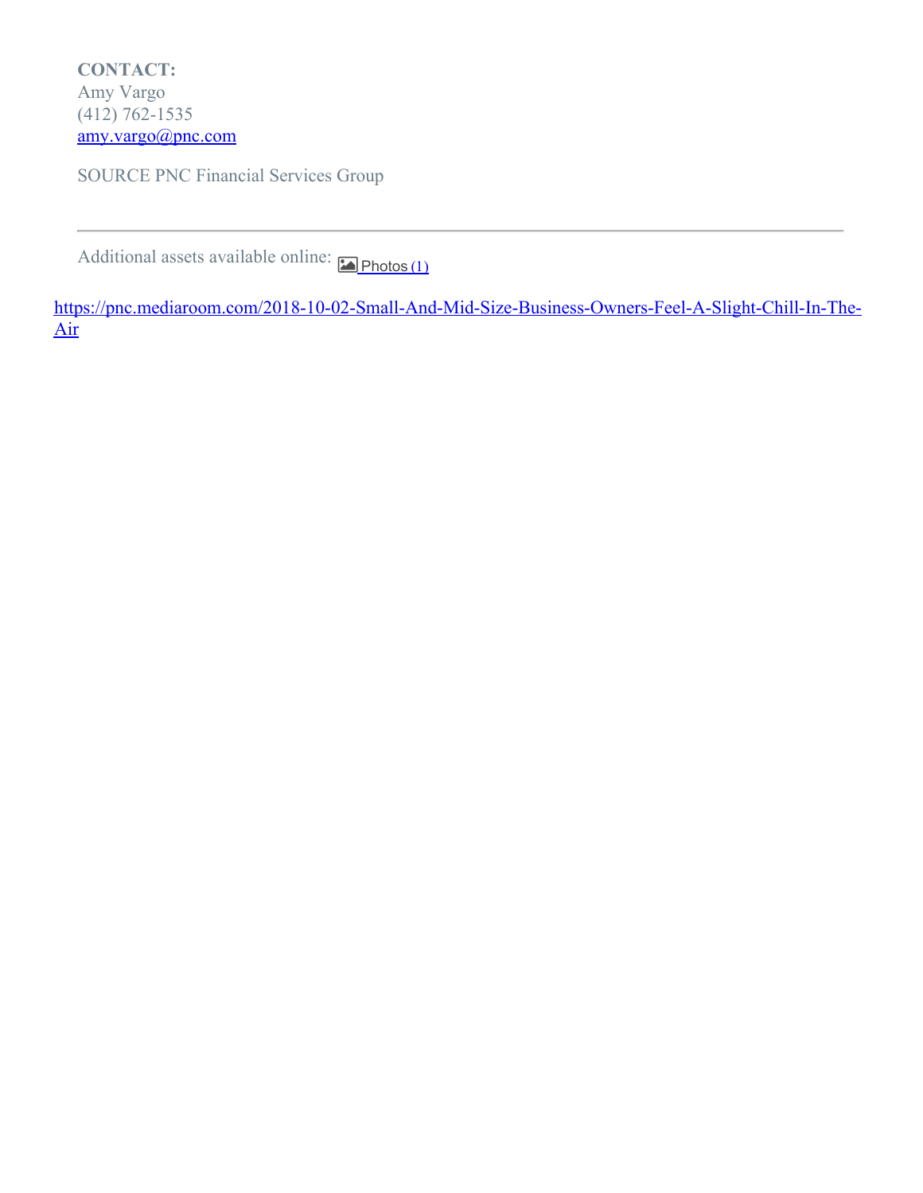**CONTACT:**
Amy Vargo
(412) 762-1535
amy.vargo@pnc.com

SOURCE PNC Financial Services Group

---

Additional assets available online: Photos (1)

https://pnc.mediaroom.com/2018-10-02-Small-And-Mid-Size-Business-Owners-Feel-A-Slight-Chill-In-The-Air